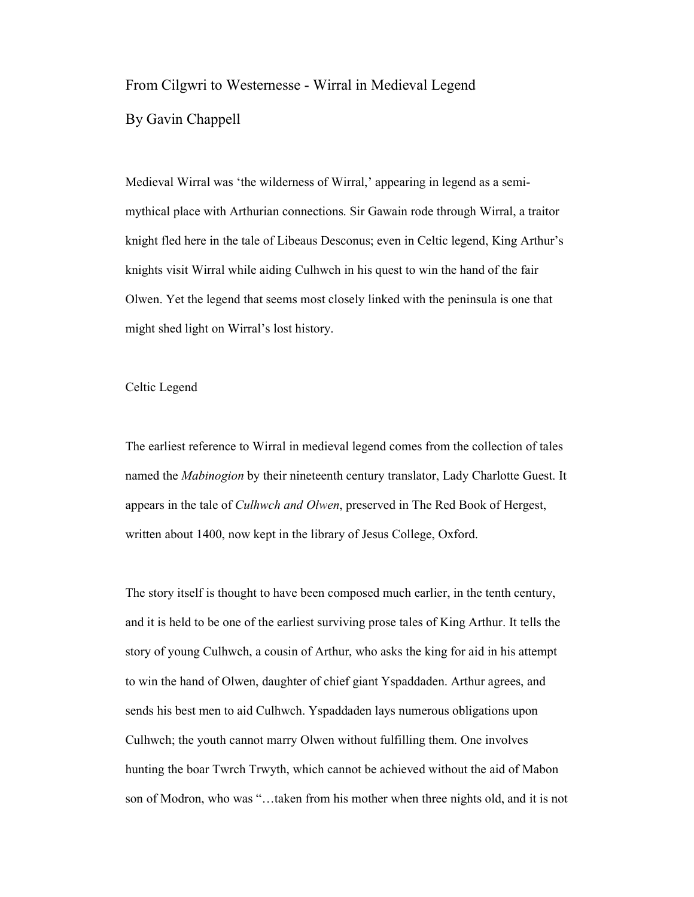# From Cilgwri to Westernesse - Wirral in Medieval Legend

By Gavin Chappell

Medieval Wirral was 'the wilderness of Wirral,' appearing in legend as a semi-mythical place with Arthurian connections. Sir Gawain rode through Wirral, a traitor knight fled here in the tale of Libeaus Desconus; even in Celtic legend, King Arthur's knights visit Wirral while aiding Culhwch in his quest to win the hand of the fair Olwen. Yet the legend that seems most closely linked with the peninsula is one that might shed light on Wirral's lost history.

## Celtic Legend

The earliest reference to Wirral in medieval legend comes from the collection of tales named the *Mabinogion* by their nineteenth century translator, Lady Charlotte Guest. It appears in the tale of *Culhwch and Olwen*, preserved in The Red Book of Hergest, written about 1400, now kept in the library of Jesus College, Oxford.

The story itself is thought to have been composed much earlier, in the tenth century, and it is held to be one of the earliest surviving prose tales of King Arthur. It tells the story of young Culhwch, a cousin of Arthur, who asks the king for aid in his attempt to win the hand of Olwen, daughter of chief giant Yspaddaden. Arthur agrees, and sends his best men to aid Culhwch. Yspaddaden lays numerous obligations upon Culhwch; the youth cannot marry Olwen without fulfilling them. One involves hunting the boar Twrch Trwyth, which cannot be achieved without the aid of Mabon son of Modron, who was "…taken from his mother when three nights old, and it is not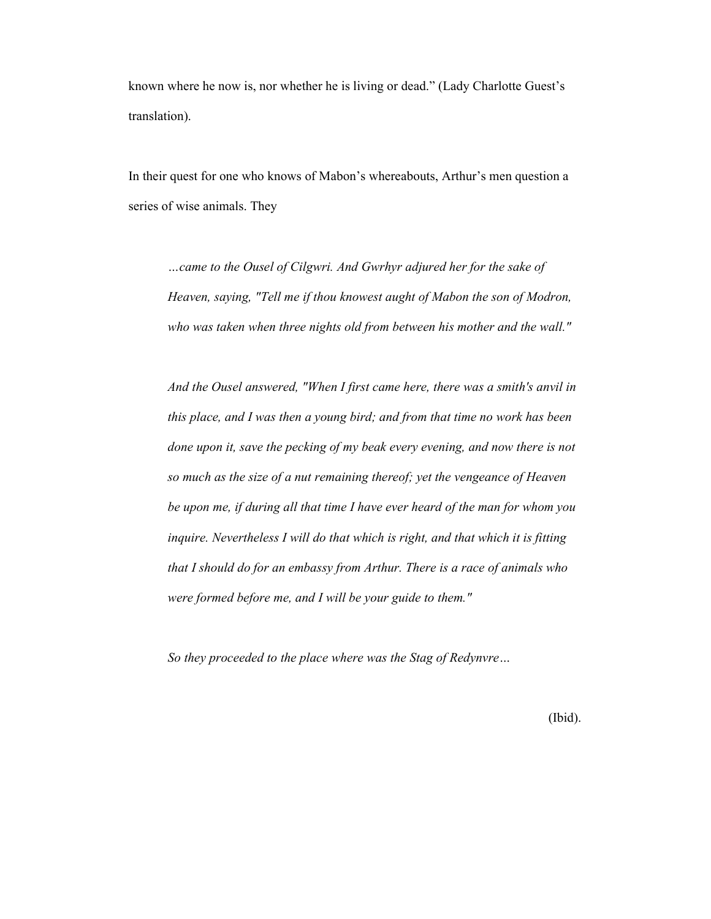known where he now is, nor whether he is living or dead." (Lady Charlotte Guest's translation).

In their quest for one who knows of Mabon's whereabouts, Arthur's men question a series of wise animals. They

> *…came to the Ousel of Cilgwri. And Gwrhyr adjured her for the sake of Heaven, saying, "Tell me if thou knowest aught of Mabon the son of Modron, who was taken when three nights old from between his mother and the wall."*
>
> *And the Ousel answered, "When I first came here, there was a smith's anvil in this place, and I was then a young bird; and from that time no work has been done upon it, save the pecking of my beak every evening, and now there is not so much as the size of a nut remaining thereof; yet the vengeance of Heaven be upon me, if during all that time I have ever heard of the man for whom you inquire. Nevertheless I will do that which is right, and that which it is fitting that I should do for an embassy from Arthur. There is a race of animals who were formed before me, and I will be your guide to them."*
>
> *So they proceeded to the place where was the Stag of Redynvre…*
>
> (Ibid).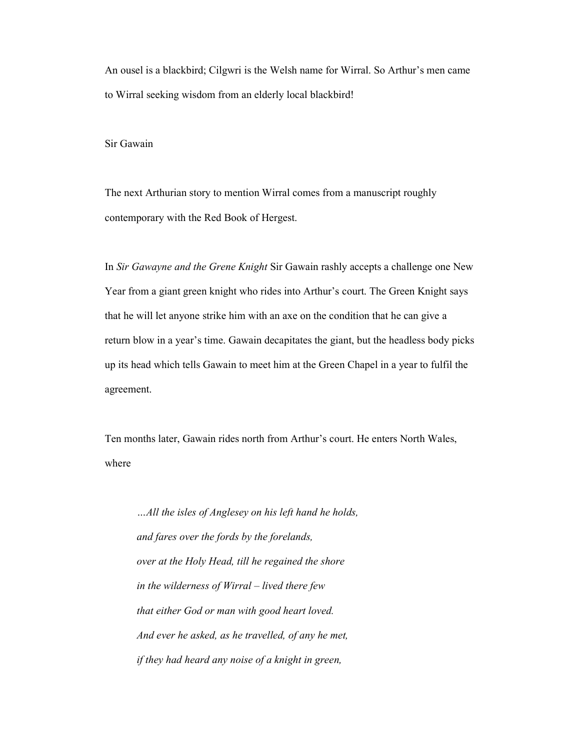An ousel is a blackbird; Cilgwri is the Welsh name for Wirral. So Arthur's men came to Wirral seeking wisdom from an elderly local blackbird!

## Sir Gawain

The next Arthurian story to mention Wirral comes from a manuscript roughly contemporary with the Red Book of Hergest.

In *Sir Gawayne and the Grene Knight* Sir Gawain rashly accepts a challenge one New Year from a giant green knight who rides into Arthur's court. The Green Knight says that he will let anyone strike him with an axe on the condition that he can give a return blow in a year's time. Gawain decapitates the giant, but the headless body picks up its head which tells Gawain to meet him at the Green Chapel in a year to fulfil the agreement.

Ten months later, Gawain rides north from Arthur's court. He enters North Wales, where

> *…All the isles of Anglesey on his left hand he holds,*
> *and fares over the fords by the forelands,*
> *over at the Holy Head, till he regained the shore*
> *in the wilderness of Wirral – lived there few*
> *that either God or man with good heart loved.*
> *And ever he asked, as he travelled, of any he met,*
> *if they had heard any noise of a knight in green,*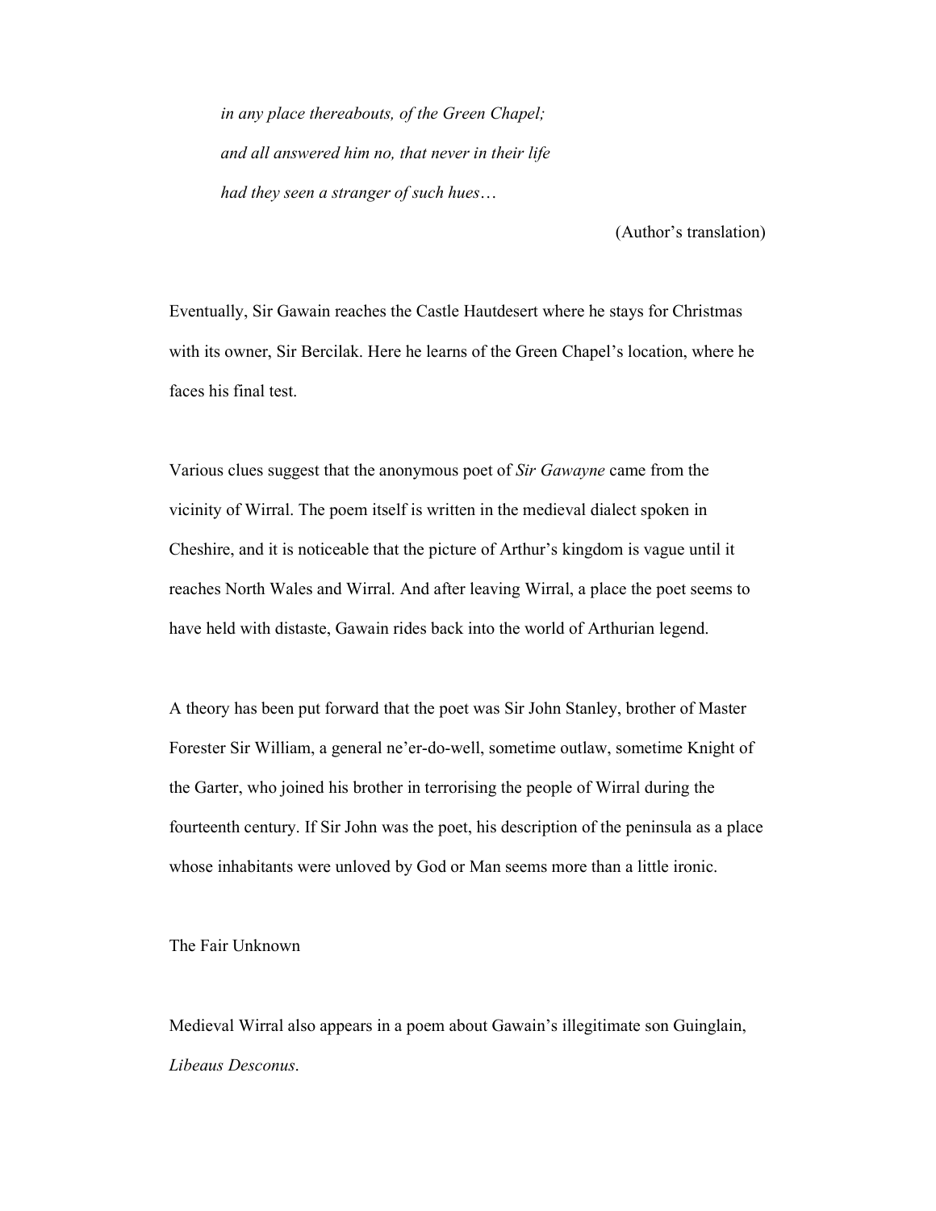*in any place thereabouts, of the Green Chapel;*

*and all answered him no, that never in their life*

*had they seen a stranger of such hues…*

(Author's translation)

Eventually, Sir Gawain reaches the Castle Hautdesert where he stays for Christmas with its owner, Sir Bercilak. Here he learns of the Green Chapel's location, where he faces his final test.

Various clues suggest that the anonymous poet of *Sir Gawayne* came from the vicinity of Wirral. The poem itself is written in the medieval dialect spoken in Cheshire, and it is noticeable that the picture of Arthur's kingdom is vague until it reaches North Wales and Wirral. And after leaving Wirral, a place the poet seems to have held with distaste, Gawain rides back into the world of Arthurian legend.

A theory has been put forward that the poet was Sir John Stanley, brother of Master Forester Sir William, a general ne'er-do-well, sometime outlaw, sometime Knight of the Garter, who joined his brother in terrorising the people of Wirral during the fourteenth century. If Sir John was the poet, his description of the peninsula as a place whose inhabitants were unloved by God or Man seems more than a little ironic.

## The Fair Unknown

Medieval Wirral also appears in a poem about Gawain's illegitimate son Guinglain, *Libeaus Desconus*.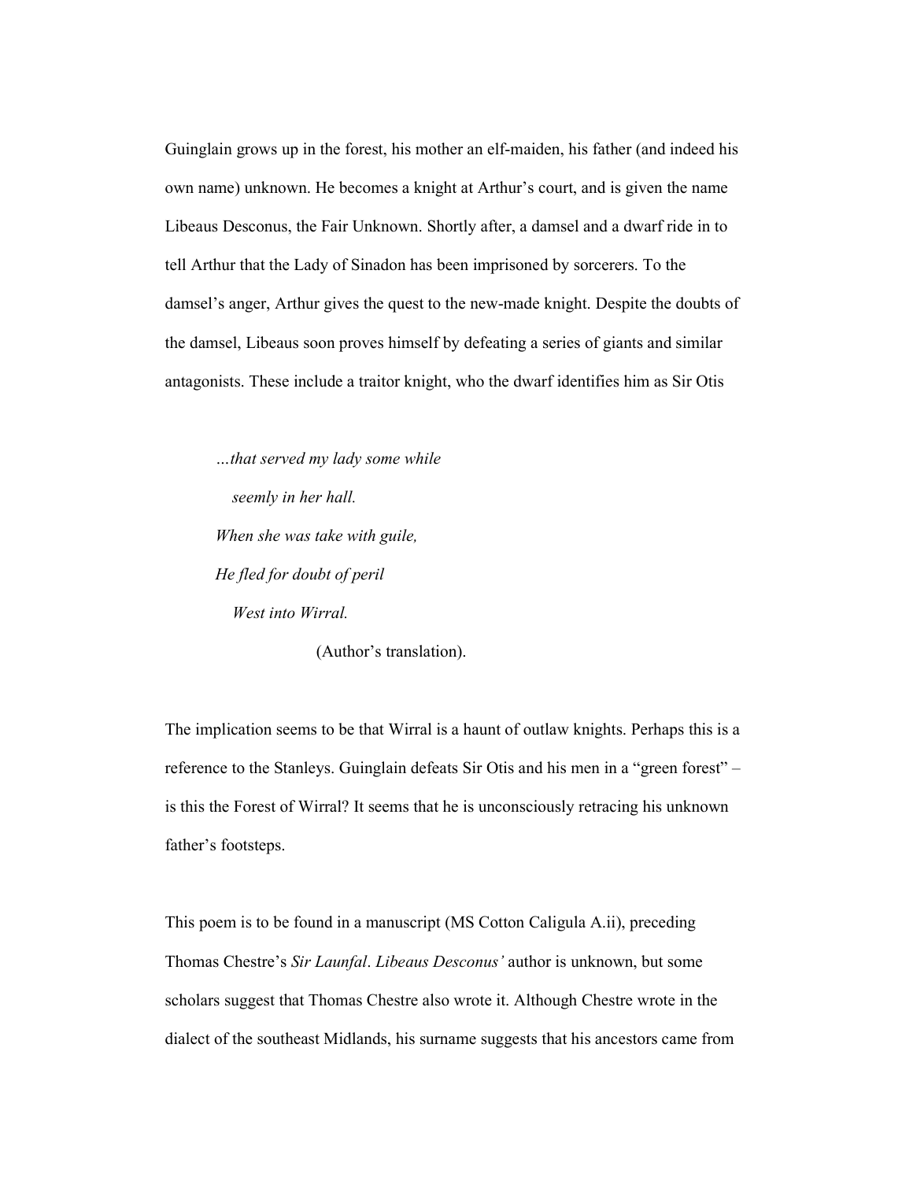Guinglain grows up in the forest, his mother an elf-maiden, his father (and indeed his own name) unknown. He becomes a knight at Arthur's court, and is given the name Libeaus Desconus, the Fair Unknown. Shortly after, a damsel and a dwarf ride in to tell Arthur that the Lady of Sinadon has been imprisoned by sorcerers. To the damsel's anger, Arthur gives the quest to the new-made knight. Despite the doubts of the damsel, Libeaus soon proves himself by defeating a series of giants and similar antagonists. These include a traitor knight, who the dwarf identifies him as Sir Otis

> *…that served my lady some while*
> *seemly in her hall.*
> *When she was take with guile,*
> *He fled for doubt of peril*
> *West into Wirral.*
>
> (Author's translation).

The implication seems to be that Wirral is a haunt of outlaw knights. Perhaps this is a reference to the Stanleys. Guinglain defeats Sir Otis and his men in a "green forest" – is this the Forest of Wirral? It seems that he is unconsciously retracing his unknown father's footsteps.

This poem is to be found in a manuscript (MS Cotton Caligula A.ii), preceding Thomas Chestre's *Sir Launfal*. *Libeaus Desconus'* author is unknown, but some scholars suggest that Thomas Chestre also wrote it. Although Chestre wrote in the dialect of the southeast Midlands, his surname suggests that his ancestors came from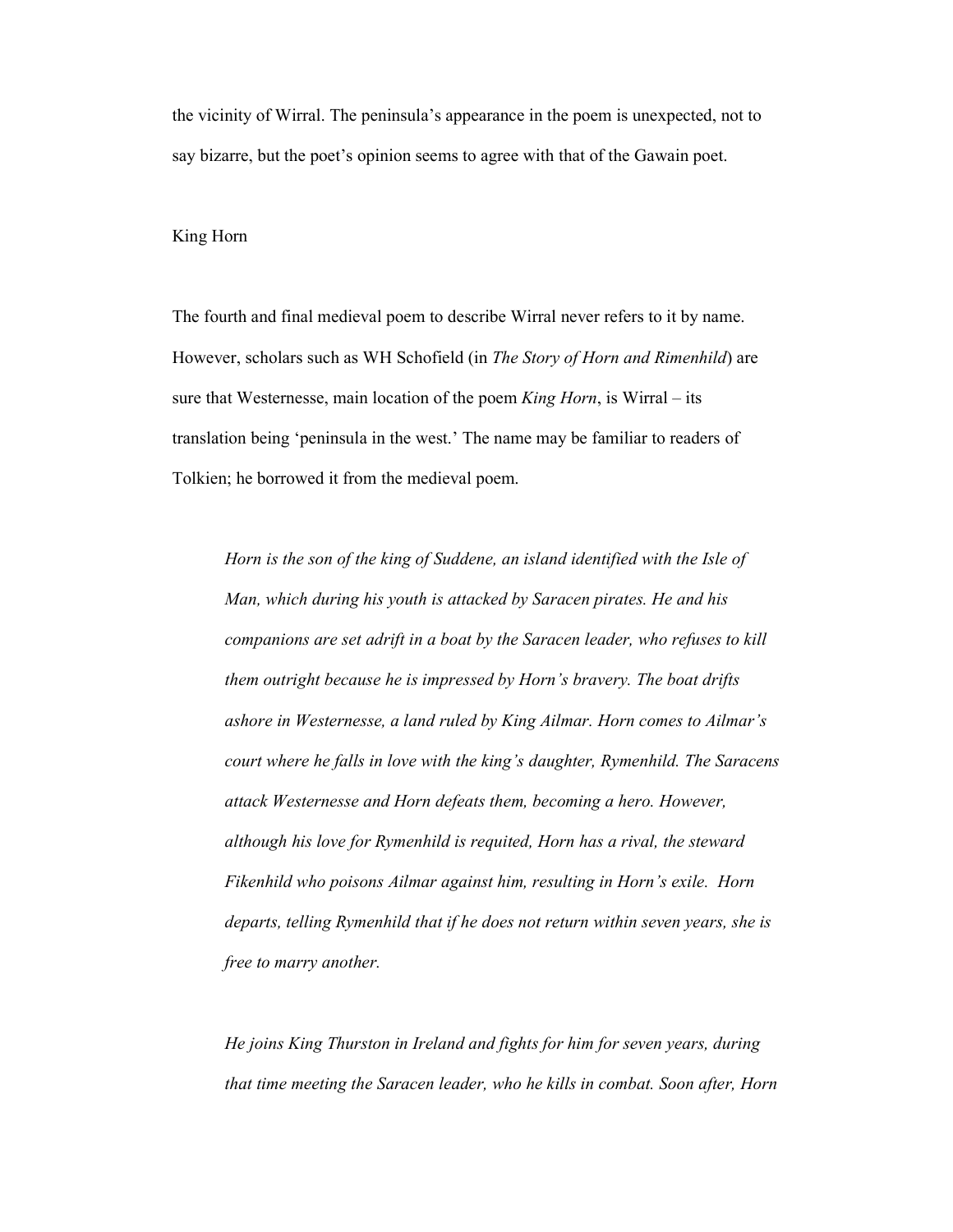the vicinity of Wirral. The peninsula's appearance in the poem is unexpected, not to say bizarre, but the poet's opinion seems to agree with that of the Gawain poet.

## King Horn

The fourth and final medieval poem to describe Wirral never refers to it by name. However, scholars such as WH Schofield (in *The Story of Horn and Rimenhild*) are sure that Westernesse, main location of the poem *King Horn*, is Wirral – its translation being 'peninsula in the west.' The name may be familiar to readers of Tolkien; he borrowed it from the medieval poem.

> *Horn is the son of the king of Suddene, an island identified with the Isle of Man, which during his youth is attacked by Saracen pirates. He and his companions are set adrift in a boat by the Saracen leader, who refuses to kill them outright because he is impressed by Horn's bravery. The boat drifts ashore in Westernesse, a land ruled by King Ailmar. Horn comes to Ailmar's court where he falls in love with the king's daughter, Rymenhild. The Saracens attack Westernesse and Horn defeats them, becoming a hero. However, although his love for Rymenhild is requited, Horn has a rival, the steward Fikenhild who poisons Ailmar against him, resulting in Horn's exile. Horn departs, telling Rymenhild that if he does not return within seven years, she is free to marry another.*
>
> *He joins King Thurston in Ireland and fights for him for seven years, during that time meeting the Saracen leader, who he kills in combat. Soon after, Horn*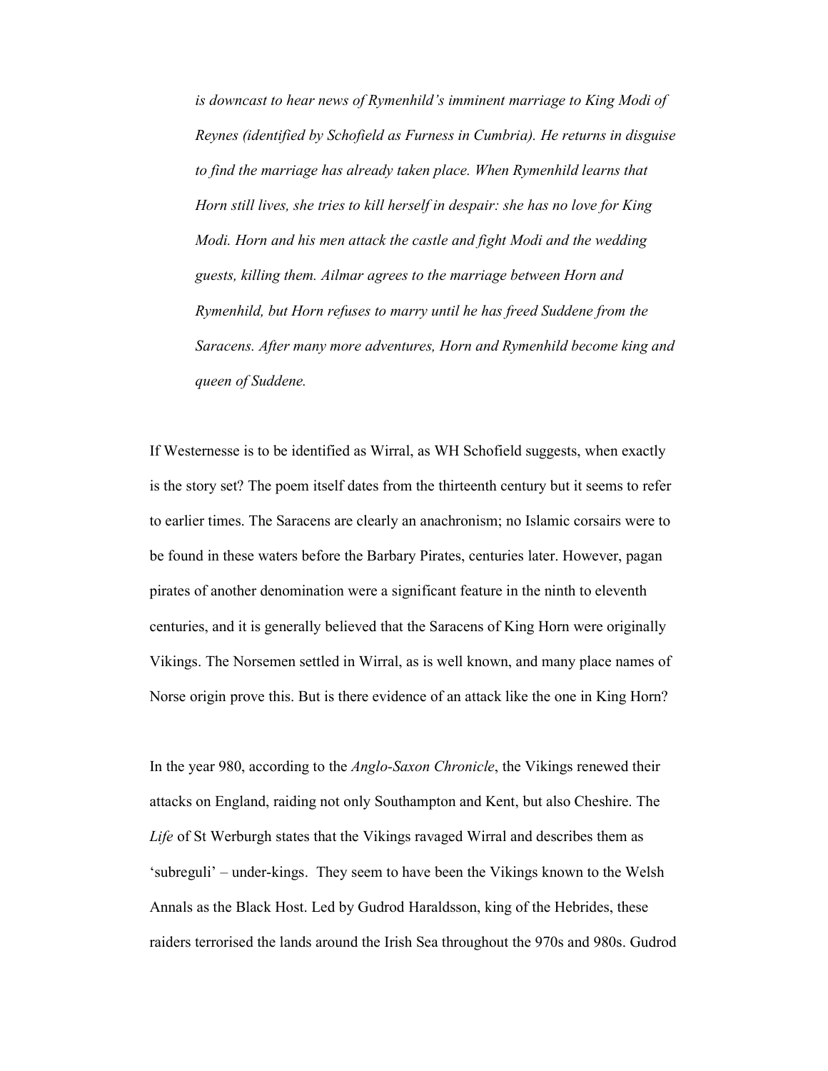*is downcast to hear news of Rymenhild's imminent marriage to King Modi of Reynes (identified by Schofield as Furness in Cumbria). He returns in disguise to find the marriage has already taken place. When Rymenhild learns that Horn still lives, she tries to kill herself in despair: she has no love for King Modi. Horn and his men attack the castle and fight Modi and the wedding guests, killing them. Ailmar agrees to the marriage between Horn and Rymenhild, but Horn refuses to marry until he has freed Suddene from the Saracens. After many more adventures, Horn and Rymenhild become king and queen of Suddene.*

If Westernesse is to be identified as Wirral, as WH Schofield suggests, when exactly is the story set? The poem itself dates from the thirteenth century but it seems to refer to earlier times. The Saracens are clearly an anachronism; no Islamic corsairs were to be found in these waters before the Barbary Pirates, centuries later. However, pagan pirates of another denomination were a significant feature in the ninth to eleventh centuries, and it is generally believed that the Saracens of King Horn were originally Vikings. The Norsemen settled in Wirral, as is well known, and many place names of Norse origin prove this. But is there evidence of an attack like the one in King Horn?

In the year 980, according to the *Anglo-Saxon Chronicle*, the Vikings renewed their attacks on England, raiding not only Southampton and Kent, but also Cheshire. The *Life* of St Werburgh states that the Vikings ravaged Wirral and describes them as 'subreguli' – under-kings. They seem to have been the Vikings known to the Welsh Annals as the Black Host. Led by Gudrod Haraldsson, king of the Hebrides, these raiders terrorised the lands around the Irish Sea throughout the 970s and 980s. Gudrod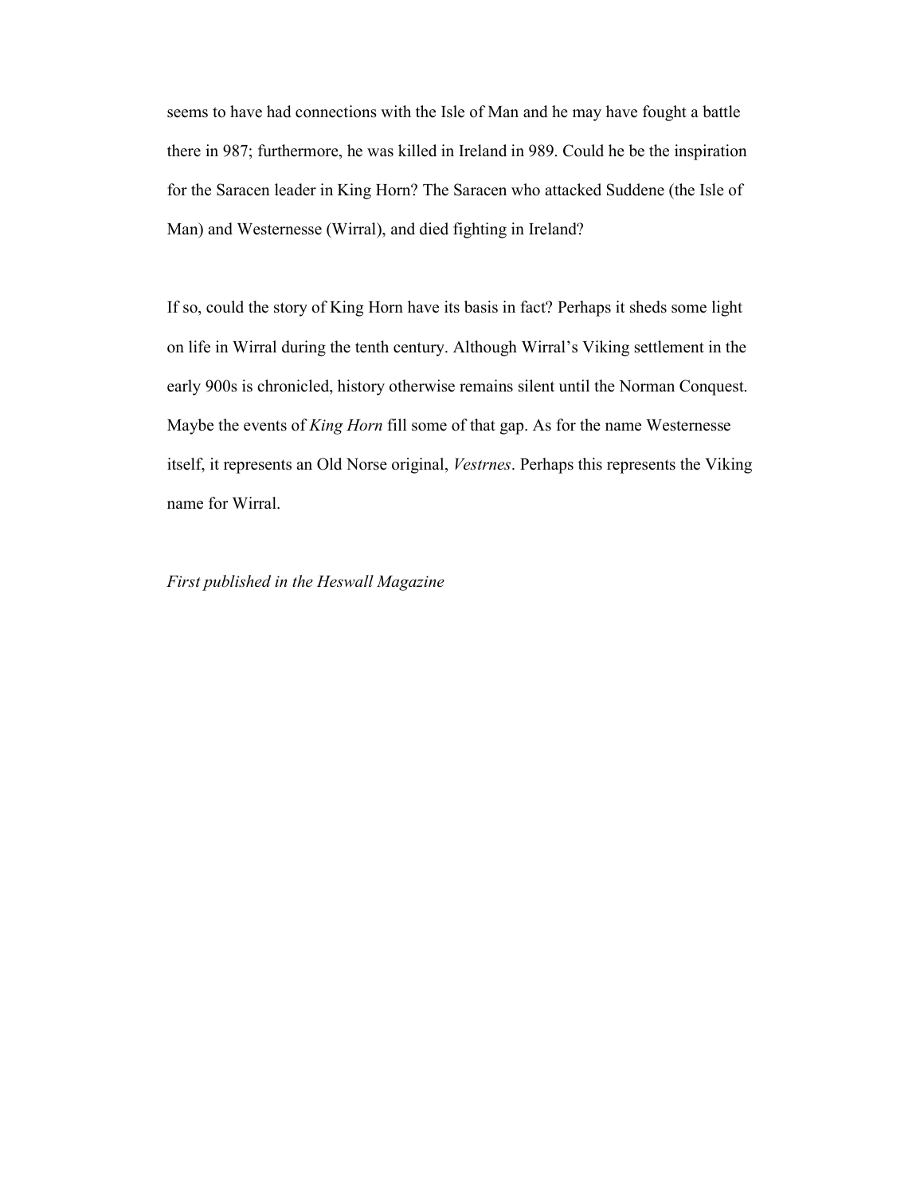seems to have had connections with the Isle of Man and he may have fought a battle there in 987; furthermore, he was killed in Ireland in 989. Could he be the inspiration for the Saracen leader in King Horn? The Saracen who attacked Suddene (the Isle of Man) and Westernesse (Wirral), and died fighting in Ireland?

If so, could the story of King Horn have its basis in fact? Perhaps it sheds some light on life in Wirral during the tenth century. Although Wirral's Viking settlement in the early 900s is chronicled, history otherwise remains silent until the Norman Conquest. Maybe the events of *King Horn* fill some of that gap. As for the name Westernesse itself, it represents an Old Norse original, *Vestrnes*. Perhaps this represents the Viking name for Wirral.

*First published in the Heswall Magazine*